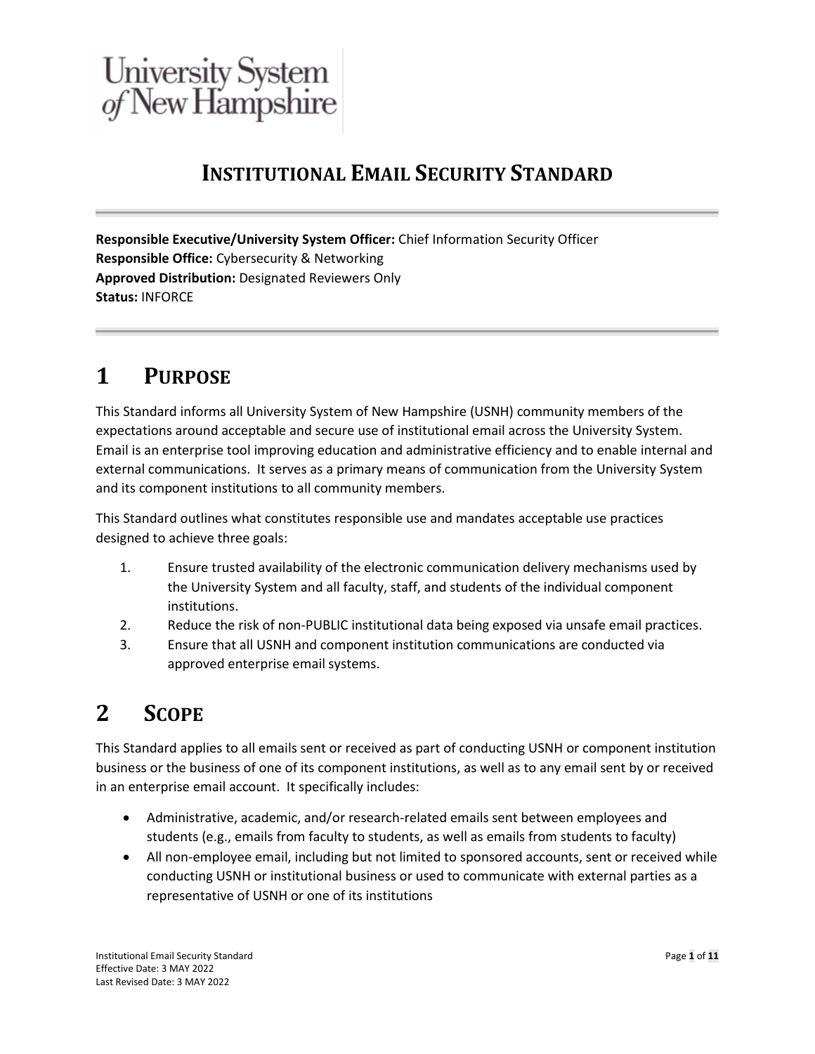University System of New Hampshire

# INSTITUTIONAL EMAIL SECURITY STANDARD

**Responsible Executive/University System Officer:** Chief Information Security Officer
**Responsible Office:** Cybersecurity & Networking
**Approved Distribution:** Designated Reviewers Only
**Status:** INFORCE

## 1 PURPOSE

This Standard informs all University System of New Hampshire (USNH) community members of the expectations around acceptable and secure use of institutional email across the University System. Email is an enterprise tool improving education and administrative efficiency and to enable internal and external communications. It serves as a primary means of communication from the University System and its component institutions to all community members.

This Standard outlines what constitutes responsible use and mandates acceptable use practices designed to achieve three goals:

1. Ensure trusted availability of the electronic communication delivery mechanisms used by the University System and all faculty, staff, and students of the individual component institutions.
2. Reduce the risk of non-PUBLIC institutional data being exposed via unsafe email practices.
3. Ensure that all USNH and component institution communications are conducted via approved enterprise email systems.

## 2 SCOPE

This Standard applies to all emails sent or received as part of conducting USNH or component institution business or the business of one of its component institutions, as well as to any email sent by or received in an enterprise email account. It specifically includes:

- Administrative, academic, and/or research-related emails sent between employees and students (e.g., emails from faculty to students, as well as emails from students to faculty)
- All non-employee email, including but not limited to sponsored accounts, sent or received while conducting USNH or institutional business or used to communicate with external parties as a representative of USNH or one of its institutions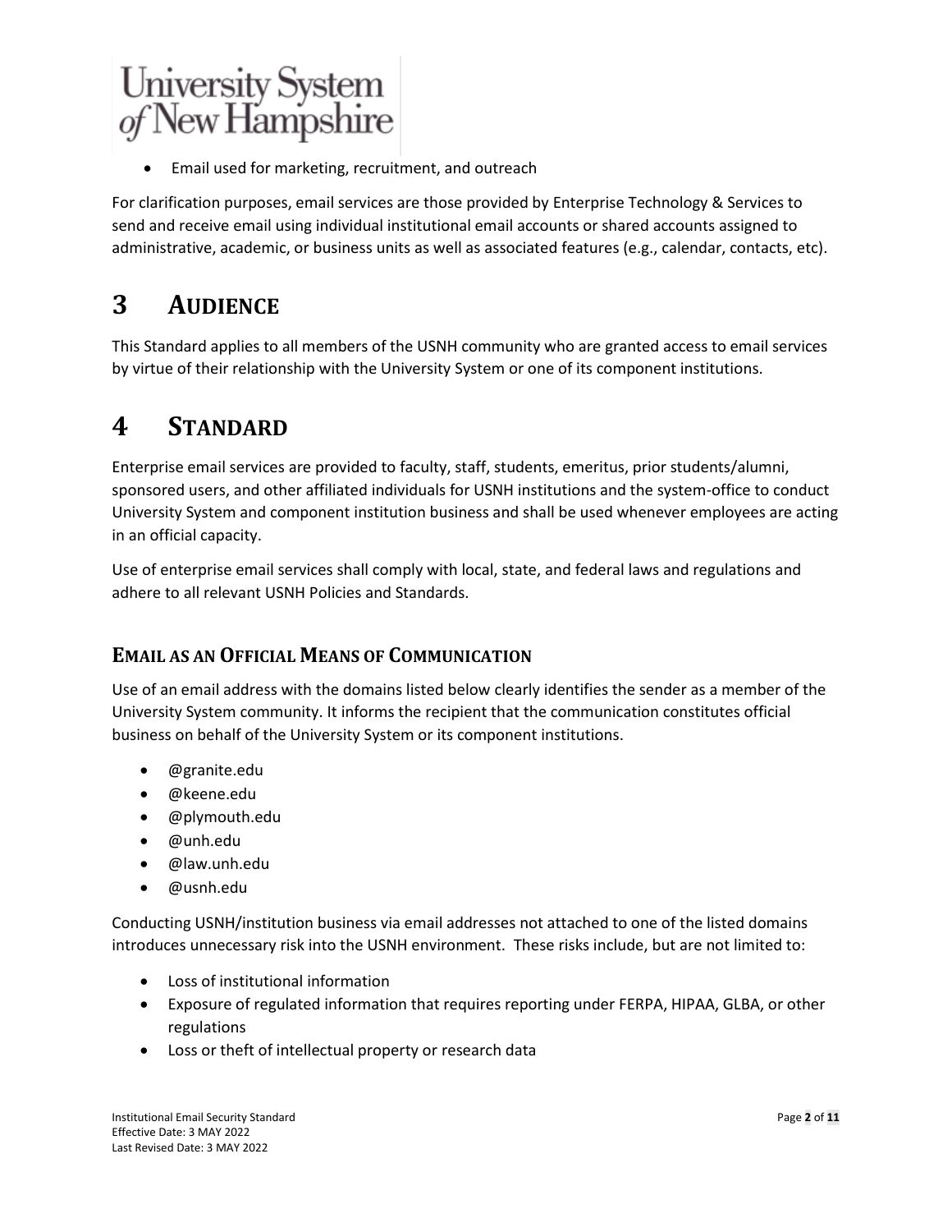- Email used for marketing, recruitment, and outreach

For clarification purposes, email services are those provided by Enterprise Technology & Services to send and receive email using individual institutional email accounts or shared accounts assigned to administrative, academic, or business units as well as associated features (e.g., calendar, contacts, etc).

# 3 AUDIENCE

This Standard applies to all members of the USNH community who are granted access to email services by virtue of their relationship with the University System or one of its component institutions.

# 4 STANDARD

Enterprise email services are provided to faculty, staff, students, emeritus, prior students/alumni, sponsored users, and other affiliated individuals for USNH institutions and the system-office to conduct University System and component institution business and shall be used whenever employees are acting in an official capacity.

Use of enterprise email services shall comply with local, state, and federal laws and regulations and adhere to all relevant USNH Policies and Standards.

## EMAIL AS AN OFFICIAL MEANS OF COMMUNICATION

Use of an email address with the domains listed below clearly identifies the sender as a member of the University System community. It informs the recipient that the communication constitutes official business on behalf of the University System or its component institutions.

- @granite.edu
- @keene.edu
- @plymouth.edu
- @unh.edu
- @law.unh.edu
- @usnh.edu

Conducting USNH/institution business via email addresses not attached to one of the listed domains introduces unnecessary risk into the USNH environment. These risks include, but are not limited to:

- Loss of institutional information
- Exposure of regulated information that requires reporting under FERPA, HIPAA, GLBA, or other regulations
- Loss or theft of intellectual property or research data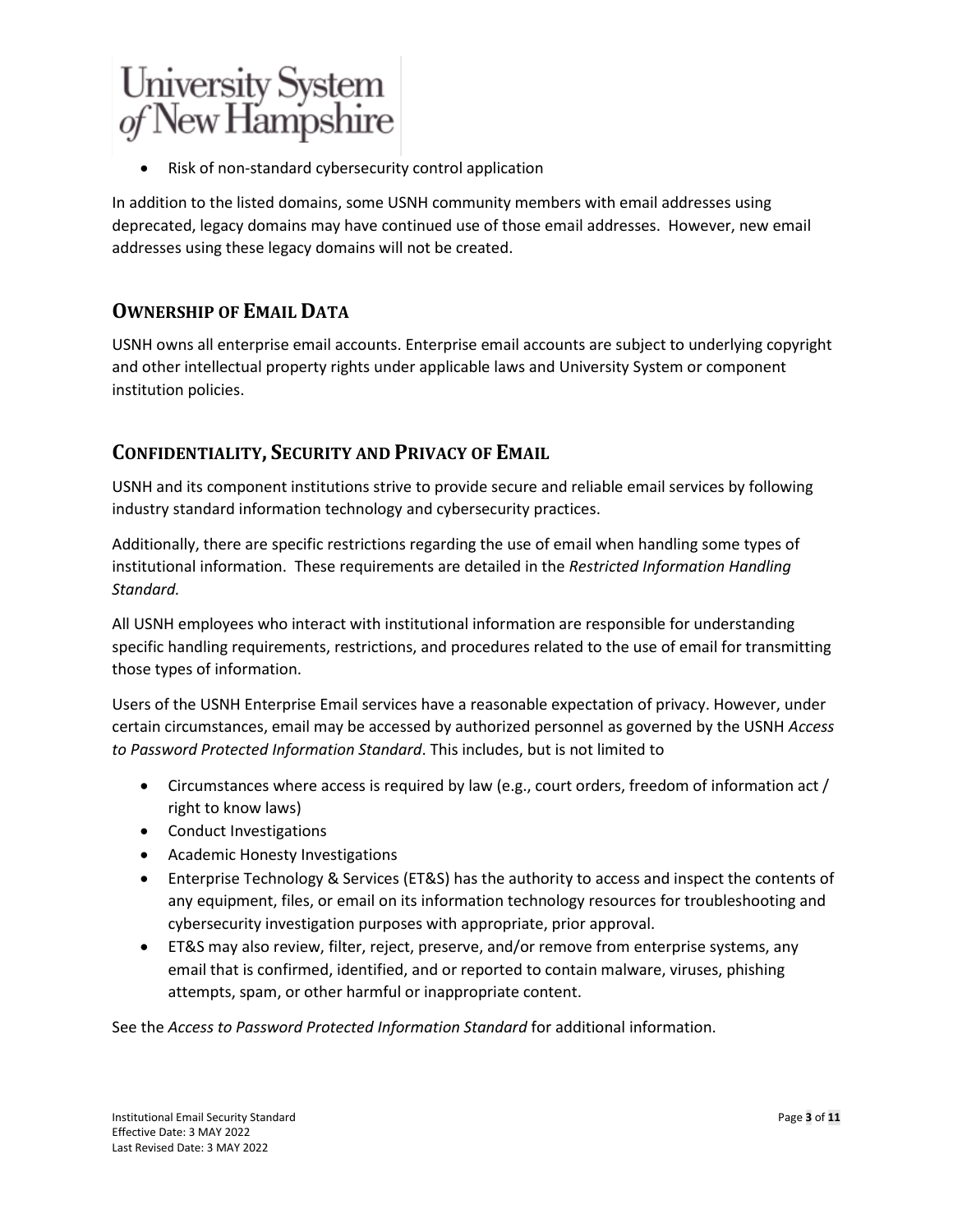- Risk of non-standard cybersecurity control application

In addition to the listed domains, some USNH community members with email addresses using deprecated, legacy domains may have continued use of those email addresses. However, new email addresses using these legacy domains will not be created.

## Ownership of Email Data

USNH owns all enterprise email accounts. Enterprise email accounts are subject to underlying copyright and other intellectual property rights under applicable laws and University System or component institution policies.

## Confidentiality, Security and Privacy of Email

USNH and its component institutions strive to provide secure and reliable email services by following industry standard information technology and cybersecurity practices.

Additionally, there are specific restrictions regarding the use of email when handling some types of institutional information. These requirements are detailed in the *Restricted Information Handling Standard.*

All USNH employees who interact with institutional information are responsible for understanding specific handling requirements, restrictions, and procedures related to the use of email for transmitting those types of information.

Users of the USNH Enterprise Email services have a reasonable expectation of privacy. However, under certain circumstances, email may be accessed by authorized personnel as governed by the USNH *Access to Password Protected Information Standard*. This includes, but is not limited to

- Circumstances where access is required by law (e.g., court orders, freedom of information act / right to know laws)
- Conduct Investigations
- Academic Honesty Investigations
- Enterprise Technology & Services (ET&S) has the authority to access and inspect the contents of any equipment, files, or email on its information technology resources for troubleshooting and cybersecurity investigation purposes with appropriate, prior approval.
- ET&S may also review, filter, reject, preserve, and/or remove from enterprise systems, any email that is confirmed, identified, and or reported to contain malware, viruses, phishing attempts, spam, or other harmful or inappropriate content.

See the *Access to Password Protected Information Standard* for additional information.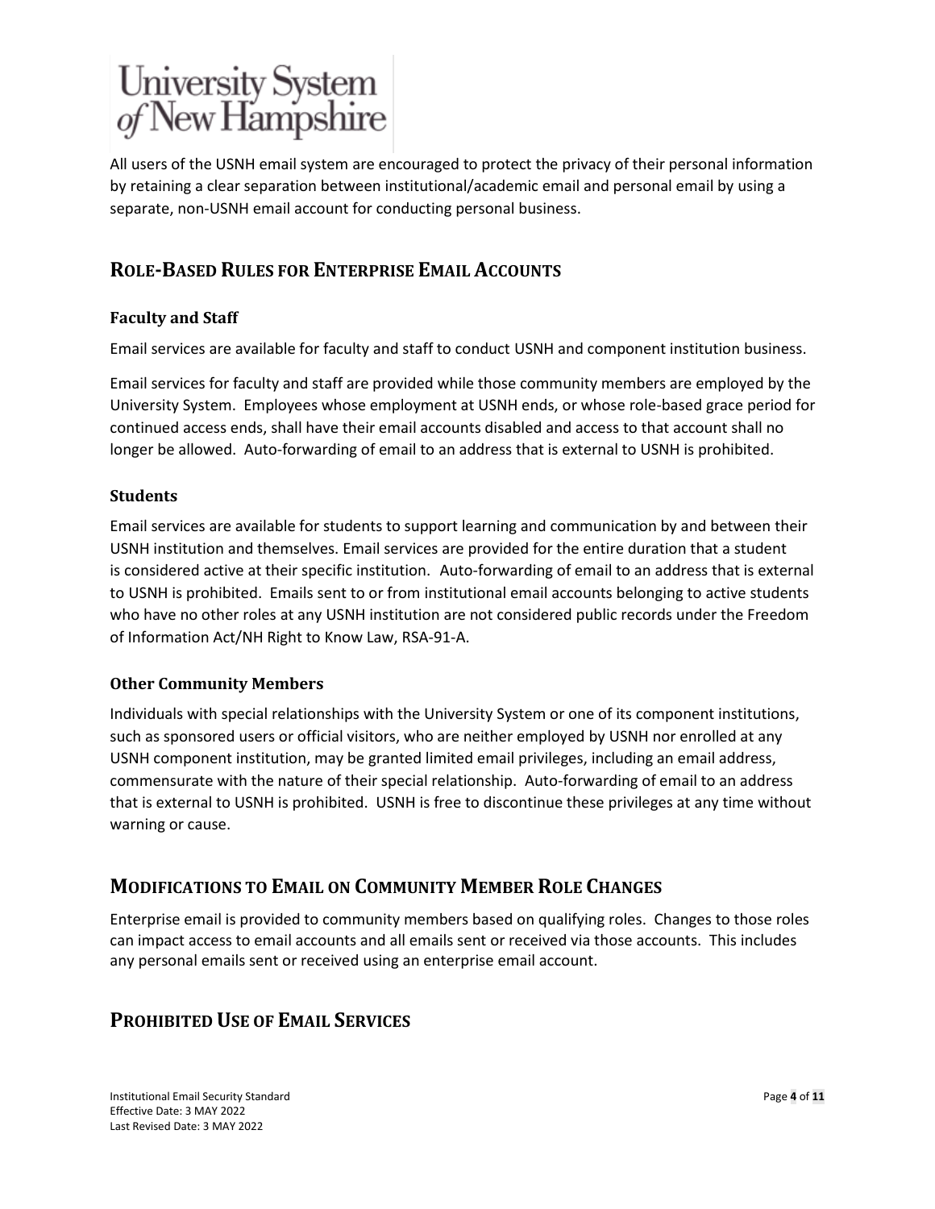All users of the USNH email system are encouraged to protect the privacy of their personal information by retaining a clear separation between institutional/academic email and personal email by using a separate, non-USNH email account for conducting personal business.

## Role-Based Rules for Enterprise Email Accounts

### Faculty and Staff

Email services are available for faculty and staff to conduct USNH and component institution business.

Email services for faculty and staff are provided while those community members are employed by the University System. Employees whose employment at USNH ends, or whose role-based grace period for continued access ends, shall have their email accounts disabled and access to that account shall no longer be allowed. Auto-forwarding of email to an address that is external to USNH is prohibited.

### Students

Email services are available for students to support learning and communication by and between their USNH institution and themselves. Email services are provided for the entire duration that a student is considered active at their specific institution. Auto-forwarding of email to an address that is external to USNH is prohibited. Emails sent to or from institutional email accounts belonging to active students who have no other roles at any USNH institution are not considered public records under the Freedom of Information Act/NH Right to Know Law, RSA-91-A.

### Other Community Members

Individuals with special relationships with the University System or one of its component institutions, such as sponsored users or official visitors, who are neither employed by USNH nor enrolled at any USNH component institution, may be granted limited email privileges, including an email address, commensurate with the nature of their special relationship. Auto-forwarding of email to an address that is external to USNH is prohibited. USNH is free to discontinue these privileges at any time without warning or cause.

## Modifications to Email on Community Member Role Changes

Enterprise email is provided to community members based on qualifying roles. Changes to those roles can impact access to email accounts and all emails sent or received via those accounts. This includes any personal emails sent or received using an enterprise email account.

## Prohibited Use of Email Services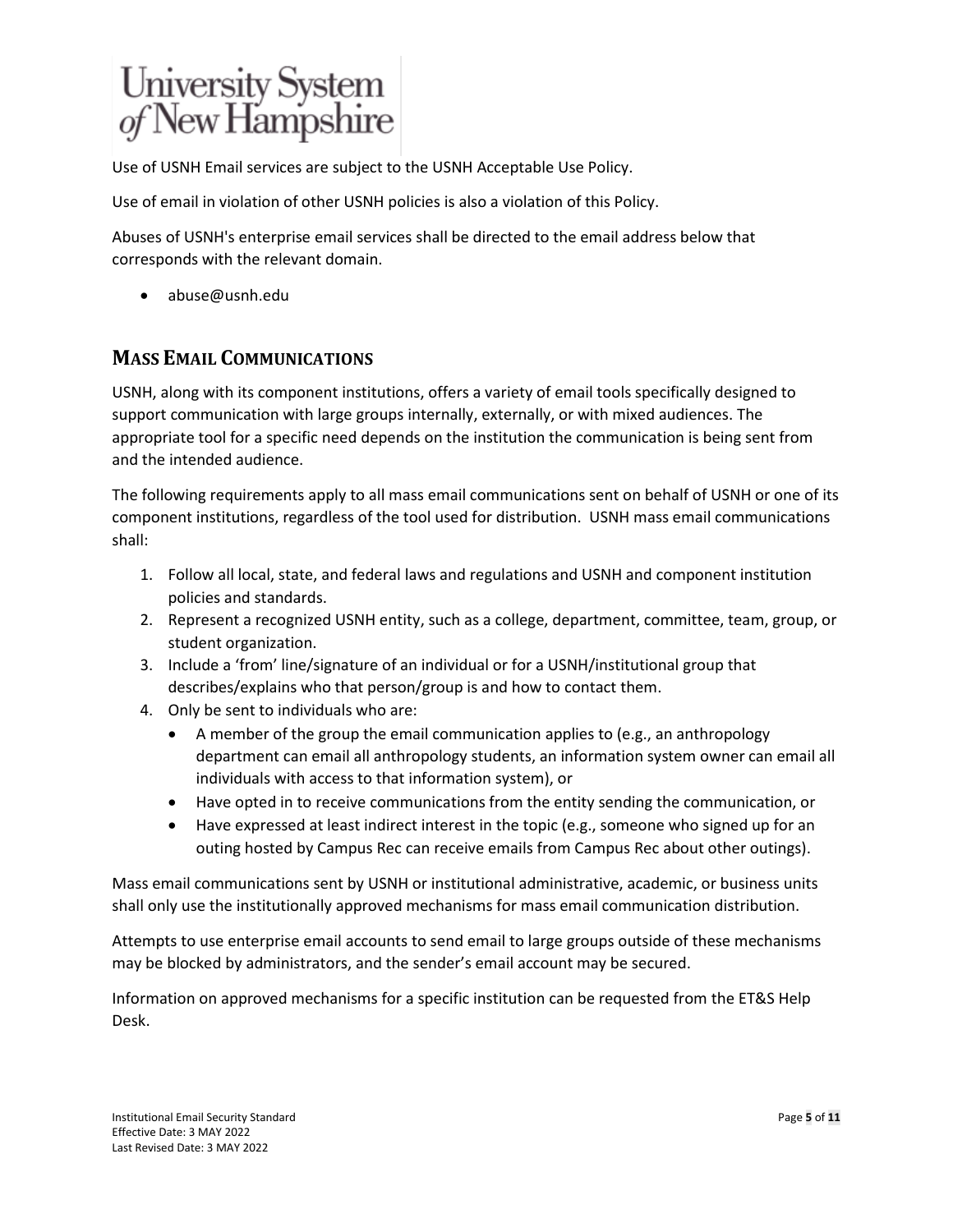Use of USNH Email services are subject to the USNH Acceptable Use Policy.

Use of email in violation of other USNH policies is also a violation of this Policy.

Abuses of USNH's enterprise email services shall be directed to the email address below that corresponds with the relevant domain.

- abuse@usnh.edu

## Mass Email Communications

USNH, along with its component institutions, offers a variety of email tools specifically designed to support communication with large groups internally, externally, or with mixed audiences. The appropriate tool for a specific need depends on the institution the communication is being sent from and the intended audience.

The following requirements apply to all mass email communications sent on behalf of USNH or one of its component institutions, regardless of the tool used for distribution. USNH mass email communications shall:

1. Follow all local, state, and federal laws and regulations and USNH and component institution policies and standards.
2. Represent a recognized USNH entity, such as a college, department, committee, team, group, or student organization.
3. Include a 'from' line/signature of an individual or for a USNH/institutional group that describes/explains who that person/group is and how to contact them.
4. Only be sent to individuals who are:
   - A member of the group the email communication applies to (e.g., an anthropology department can email all anthropology students, an information system owner can email all individuals with access to that information system), or
   - Have opted in to receive communications from the entity sending the communication, or
   - Have expressed at least indirect interest in the topic (e.g., someone who signed up for an outing hosted by Campus Rec can receive emails from Campus Rec about other outings).

Mass email communications sent by USNH or institutional administrative, academic, or business units shall only use the institutionally approved mechanisms for mass email communication distribution.

Attempts to use enterprise email accounts to send email to large groups outside of these mechanisms may be blocked by administrators, and the sender's email account may be secured.

Information on approved mechanisms for a specific institution can be requested from the ET&S Help Desk.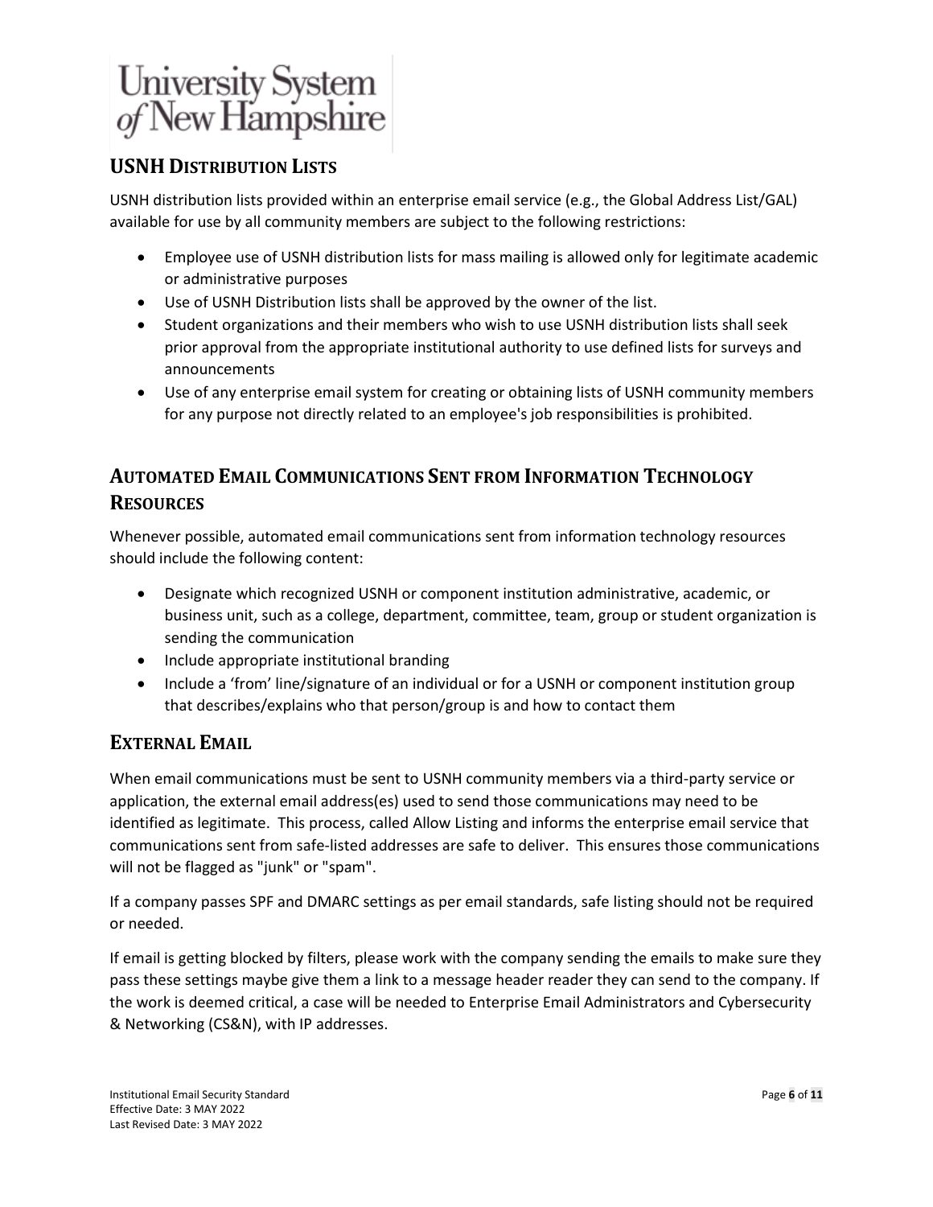## USNH Distribution Lists

USNH distribution lists provided within an enterprise email service (e.g., the Global Address List/GAL) available for use by all community members are subject to the following restrictions:

- Employee use of USNH distribution lists for mass mailing is allowed only for legitimate academic or administrative purposes
- Use of USNH Distribution lists shall be approved by the owner of the list.
- Student organizations and their members who wish to use USNH distribution lists shall seek prior approval from the appropriate institutional authority to use defined lists for surveys and announcements
- Use of any enterprise email system for creating or obtaining lists of USNH community members for any purpose not directly related to an employee's job responsibilities is prohibited.

## Automated Email Communications Sent from Information Technology Resources

Whenever possible, automated email communications sent from information technology resources should include the following content:

- Designate which recognized USNH or component institution administrative, academic, or business unit, such as a college, department, committee, team, group or student organization is sending the communication
- Include appropriate institutional branding
- Include a 'from' line/signature of an individual or for a USNH or component institution group that describes/explains who that person/group is and how to contact them

## External Email

When email communications must be sent to USNH community members via a third-party service or application, the external email address(es) used to send those communications may need to be identified as legitimate. This process, called Allow Listing and informs the enterprise email service that communications sent from safe-listed addresses are safe to deliver. This ensures those communications will not be flagged as "junk" or "spam".

If a company passes SPF and DMARC settings as per email standards, safe listing should not be required or needed.

If email is getting blocked by filters, please work with the company sending the emails to make sure they pass these settings maybe give them a link to a message header reader they can send to the company. If the work is deemed critical, a case will be needed to Enterprise Email Administrators and Cybersecurity & Networking (CS&N), with IP addresses.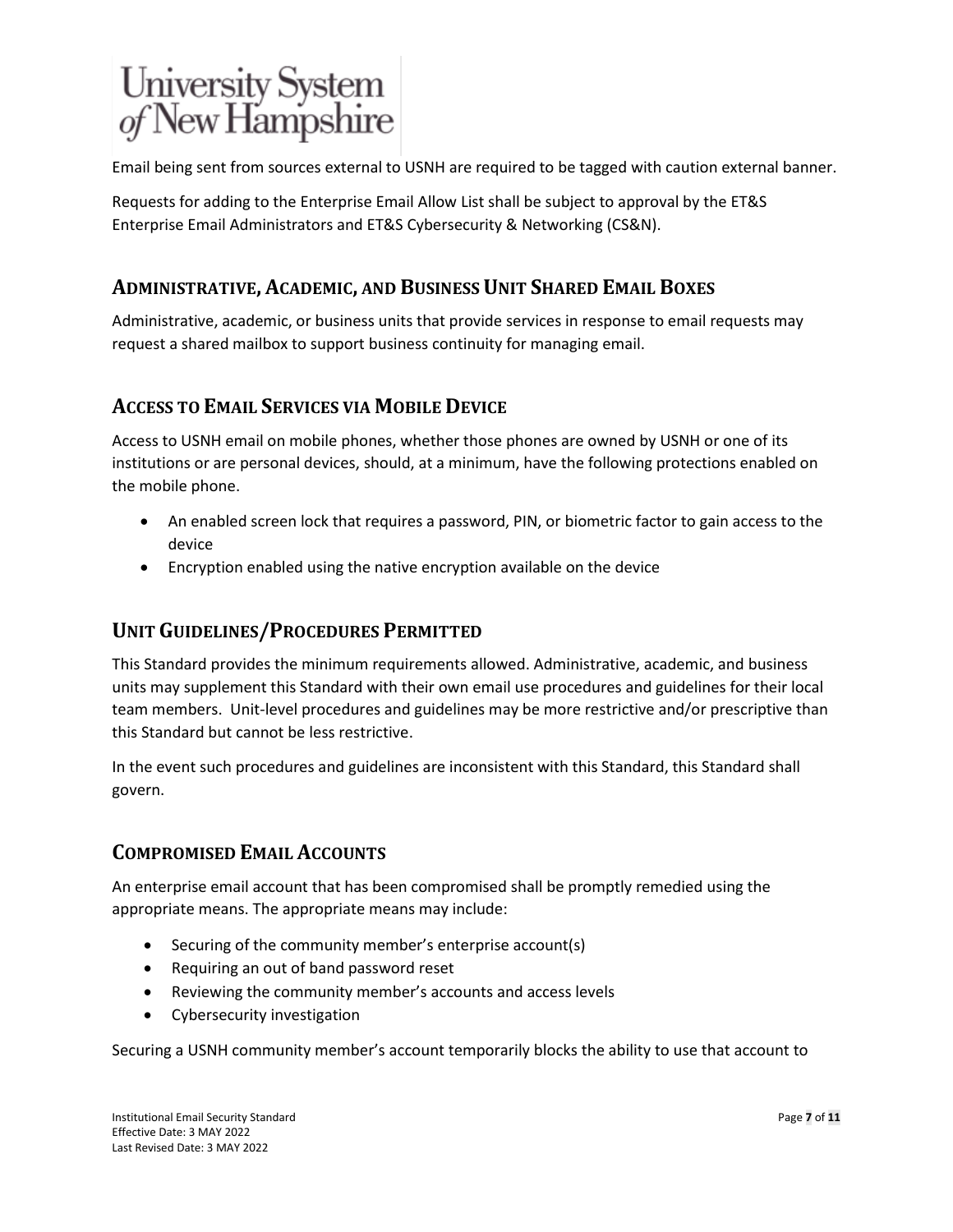Email being sent from sources external to USNH are required to be tagged with caution external banner.

Requests for adding to the Enterprise Email Allow List shall be subject to approval by the ET&S Enterprise Email Administrators and ET&S Cybersecurity & Networking (CS&N).

## Administrative, Academic, and Business Unit Shared Email Boxes

Administrative, academic, or business units that provide services in response to email requests may request a shared mailbox to support business continuity for managing email.

## Access to Email Services via Mobile Device

Access to USNH email on mobile phones, whether those phones are owned by USNH or one of its institutions or are personal devices, should, at a minimum, have the following protections enabled on the mobile phone.

- An enabled screen lock that requires a password, PIN, or biometric factor to gain access to the device
- Encryption enabled using the native encryption available on the device

## Unit Guidelines/Procedures Permitted

This Standard provides the minimum requirements allowed. Administrative, academic, and business units may supplement this Standard with their own email use procedures and guidelines for their local team members. Unit-level procedures and guidelines may be more restrictive and/or prescriptive than this Standard but cannot be less restrictive.

In the event such procedures and guidelines are inconsistent with this Standard, this Standard shall govern.

## Compromised Email Accounts

An enterprise email account that has been compromised shall be promptly remedied using the appropriate means. The appropriate means may include:

- Securing of the community member's enterprise account(s)
- Requiring an out of band password reset
- Reviewing the community member's accounts and access levels
- Cybersecurity investigation

Securing a USNH community member's account temporarily blocks the ability to use that account to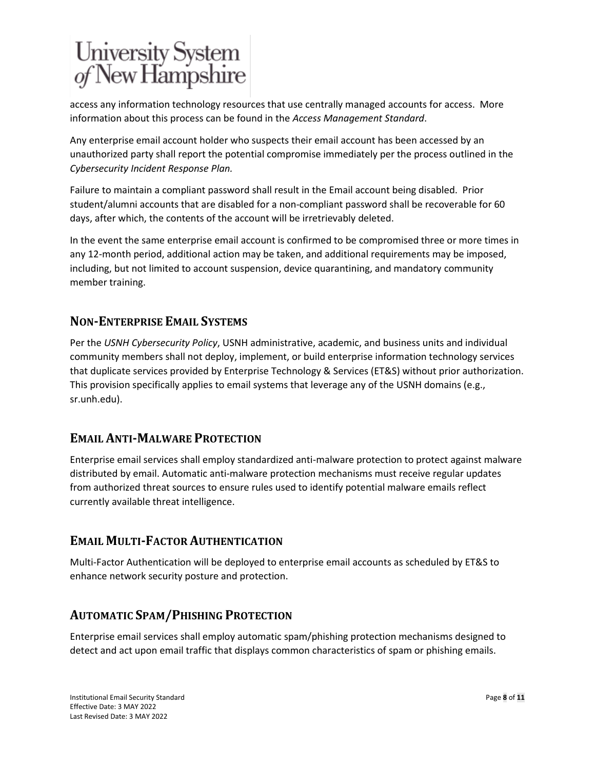access any information technology resources that use centrally managed accounts for access. More information about this process can be found in the *Access Management Standard*.

Any enterprise email account holder who suspects their email account has been accessed by an unauthorized party shall report the potential compromise immediately per the process outlined in the *Cybersecurity Incident Response Plan.*

Failure to maintain a compliant password shall result in the Email account being disabled. Prior student/alumni accounts that are disabled for a non-compliant password shall be recoverable for 60 days, after which, the contents of the account will be irretrievably deleted.

In the event the same enterprise email account is confirmed to be compromised three or more times in any 12-month period, additional action may be taken, and additional requirements may be imposed, including, but not limited to account suspension, device quarantining, and mandatory community member training.

## Non-Enterprise Email Systems

Per the *USNH Cybersecurity Policy*, USNH administrative, academic, and business units and individual community members shall not deploy, implement, or build enterprise information technology services that duplicate services provided by Enterprise Technology & Services (ET&S) without prior authorization. This provision specifically applies to email systems that leverage any of the USNH domains (e.g., sr.unh.edu).

## Email Anti-Malware Protection

Enterprise email services shall employ standardized anti-malware protection to protect against malware distributed by email. Automatic anti-malware protection mechanisms must receive regular updates from authorized threat sources to ensure rules used to identify potential malware emails reflect currently available threat intelligence.

## Email Multi-Factor Authentication

Multi-Factor Authentication will be deployed to enterprise email accounts as scheduled by ET&S to enhance network security posture and protection.

## Automatic Spam/Phishing Protection

Enterprise email services shall employ automatic spam/phishing protection mechanisms designed to detect and act upon email traffic that displays common characteristics of spam or phishing emails.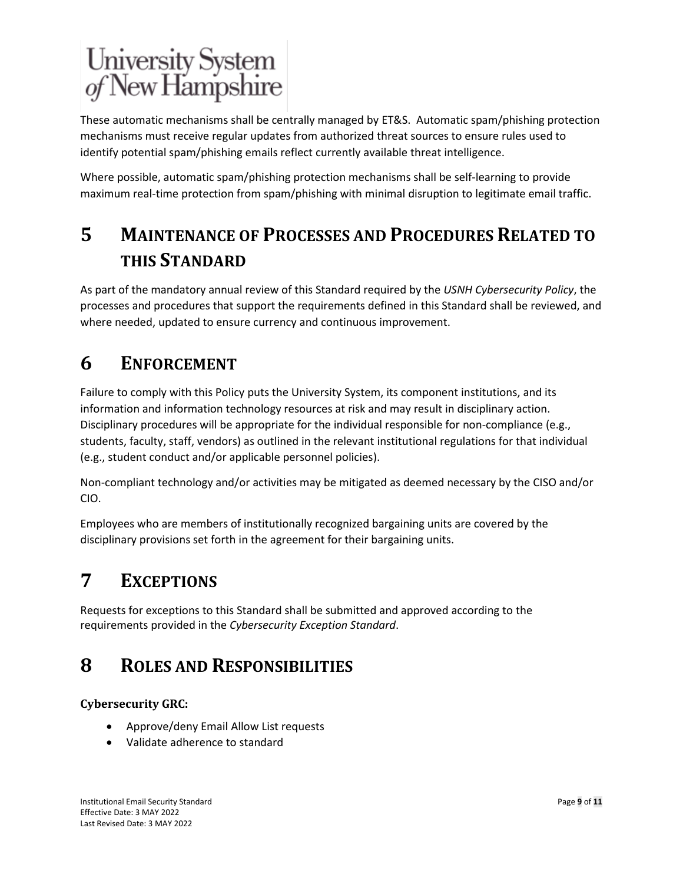These automatic mechanisms shall be centrally managed by ET&S. Automatic spam/phishing protection mechanisms must receive regular updates from authorized threat sources to ensure rules used to identify potential spam/phishing emails reflect currently available threat intelligence.

Where possible, automatic spam/phishing protection mechanisms shall be self-learning to provide maximum real-time protection from spam/phishing with minimal disruption to legitimate email traffic.

# 5 Maintenance of Processes and Procedures Related to this Standard

As part of the mandatory annual review of this Standard required by the *USNH Cybersecurity Policy*, the processes and procedures that support the requirements defined in this Standard shall be reviewed, and where needed, updated to ensure currency and continuous improvement.

# 6 Enforcement

Failure to comply with this Policy puts the University System, its component institutions, and its information and information technology resources at risk and may result in disciplinary action. Disciplinary procedures will be appropriate for the individual responsible for non-compliance (e.g., students, faculty, staff, vendors) as outlined in the relevant institutional regulations for that individual (e.g., student conduct and/or applicable personnel policies).

Non-compliant technology and/or activities may be mitigated as deemed necessary by the CISO and/or CIO.

Employees who are members of institutionally recognized bargaining units are covered by the disciplinary provisions set forth in the agreement for their bargaining units.

# 7 Exceptions

Requests for exceptions to this Standard shall be submitted and approved according to the requirements provided in the *Cybersecurity Exception Standard*.

# 8 Roles and Responsibilities

**Cybersecurity GRC:**

- Approve/deny Email Allow List requests
- Validate adherence to standard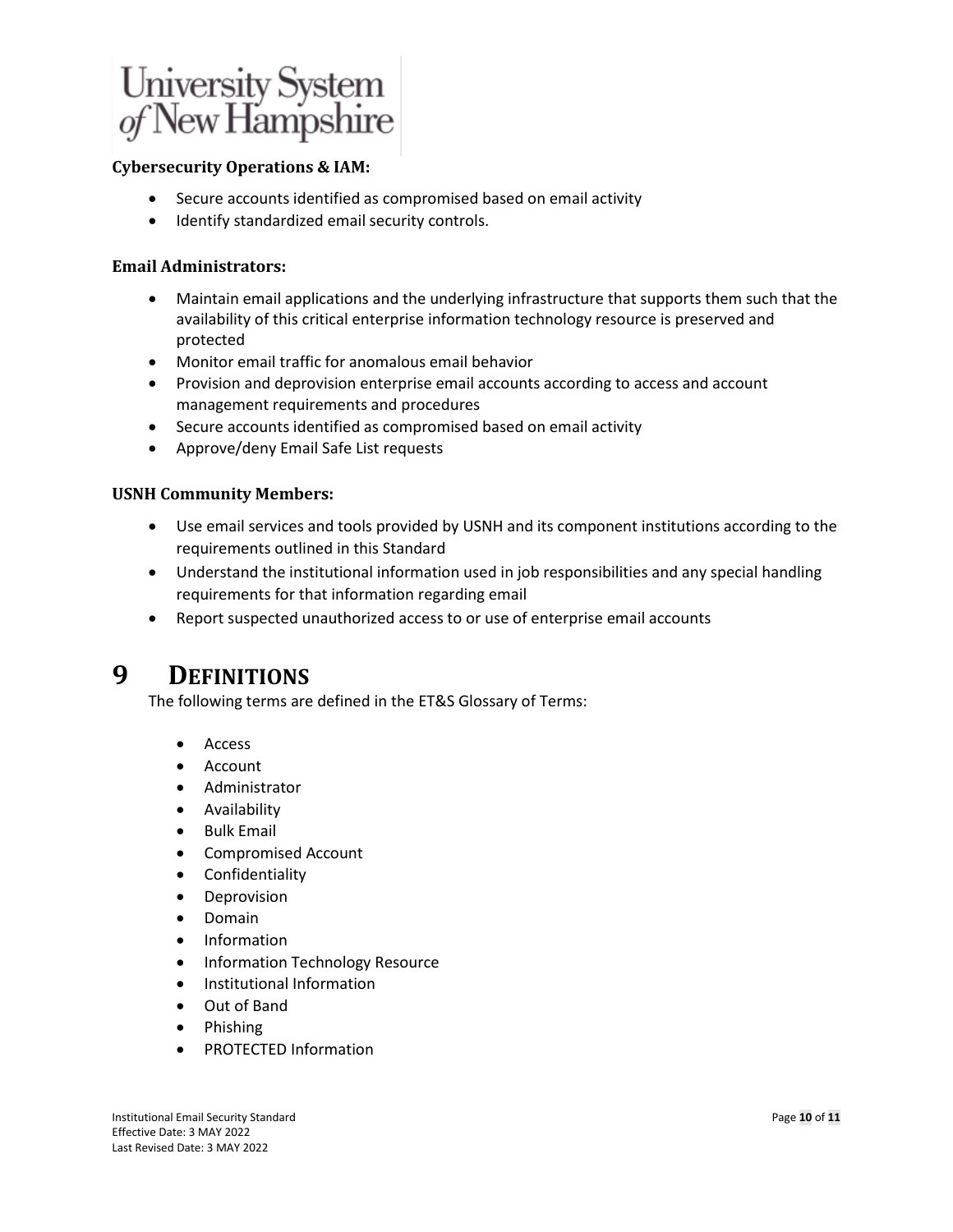**Cybersecurity Operations & IAM:**

- Secure accounts identified as compromised based on email activity
- Identify standardized email security controls.

**Email Administrators:**

- Maintain email applications and the underlying infrastructure that supports them such that the availability of this critical enterprise information technology resource is preserved and protected
- Monitor email traffic for anomalous email behavior
- Provision and deprovision enterprise email accounts according to access and account management requirements and procedures
- Secure accounts identified as compromised based on email activity
- Approve/deny Email Safe List requests

**USNH Community Members:**

- Use email services and tools provided by USNH and its component institutions according to the requirements outlined in this Standard
- Understand the institutional information used in job responsibilities and any special handling requirements for that information regarding email
- Report suspected unauthorized access to or use of enterprise email accounts

# 9 DEFINITIONS

The following terms are defined in the ET&S Glossary of Terms:

- Access
- Account
- Administrator
- Availability
- Bulk Email
- Compromised Account
- Confidentiality
- Deprovision
- Domain
- Information
- Information Technology Resource
- Institutional Information
- Out of Band
- Phishing
- PROTECTED Information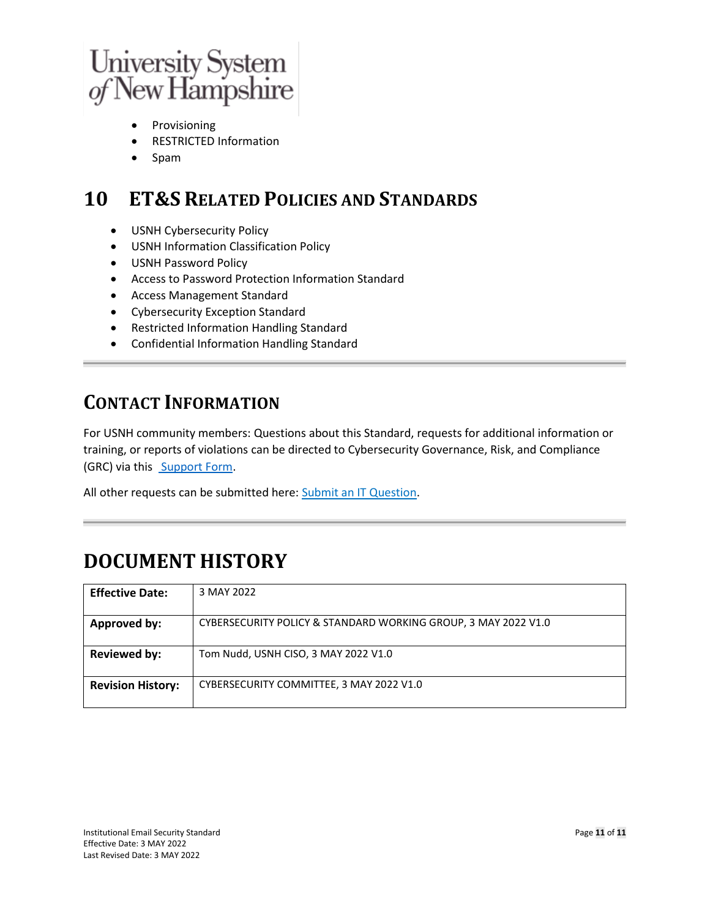- Provisioning
- RESTRICTED Information
- Spam

# 10 ET&S Related Policies and Standards

- USNH Cybersecurity Policy
- USNH Information Classification Policy
- USNH Password Policy
- Access to Password Protection Information Standard
- Access Management Standard
- Cybersecurity Exception Standard
- Restricted Information Handling Standard
- Confidential Information Handling Standard

# Contact Information

For USNH community members: Questions about this Standard, requests for additional information or training, or reports of violations can be directed to Cybersecurity Governance, Risk, and Compliance (GRC) via this Support Form.

All other requests can be submitted here: Submit an IT Question.

# DOCUMENT HISTORY

| | |
|---|---|
| **Effective Date:** | 3 MAY 2022 |
| **Approved by:** | CYBERSECURITY POLICY & STANDARD WORKING GROUP, 3 MAY 2022 V1.0 |
| **Reviewed by:** | Tom Nudd, USNH CISO, 3 MAY 2022 V1.0 |
| **Revision History:** | CYBERSECURITY COMMITTEE, 3 MAY 2022 V1.0 |